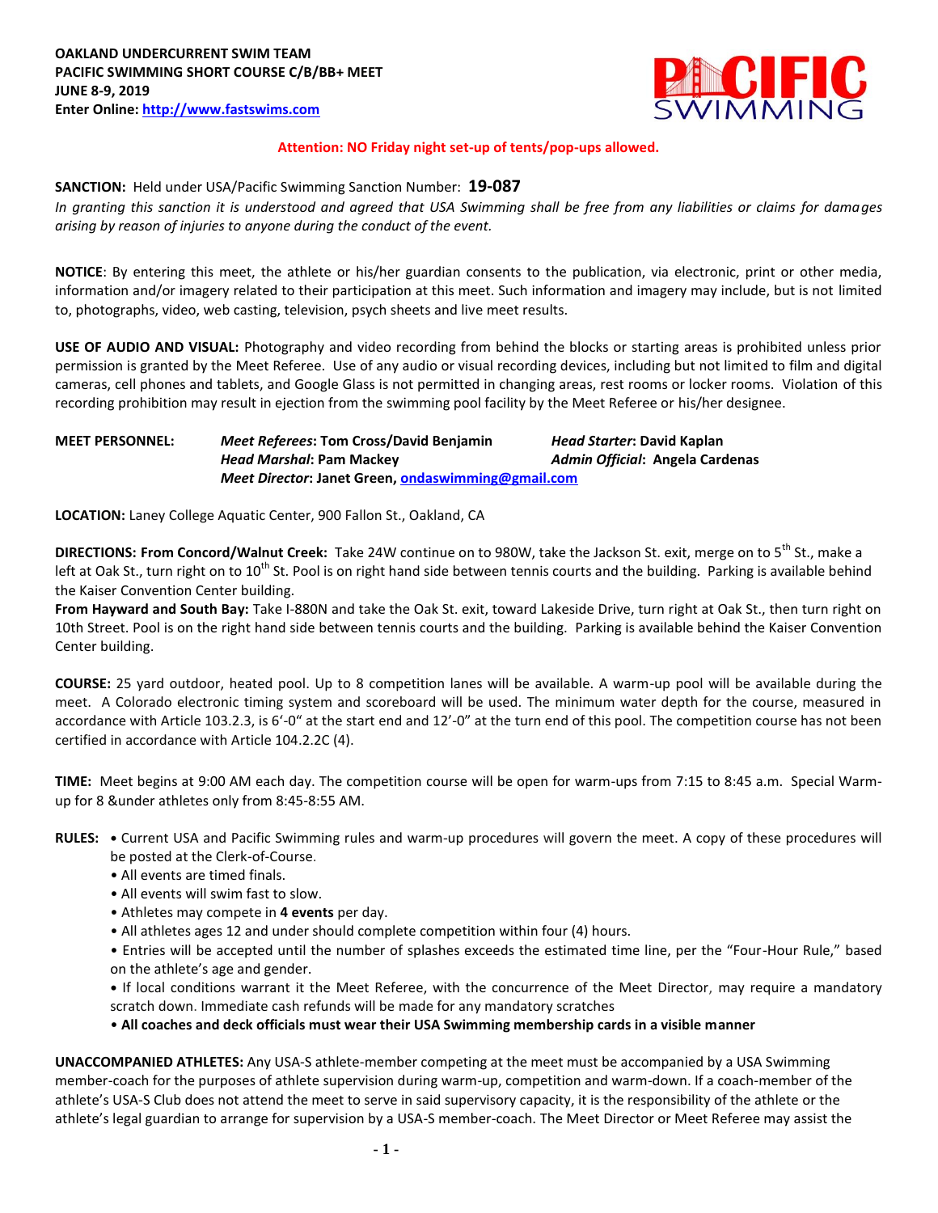**OAKLAND UNDERCURRENT SWIM TEAM**
**PACIFIC SWIMMING SHORT COURSE C/B/BB+ MEET**
**JUNE 8-9, 2019**
**Enter Online: http://www.fastswims.com**

**Attention: NO Friday night set-up of tents/pop-ups allowed.**

**SANCTION:** Held under USA/Pacific Swimming Sanction Number: **19-087**

*In granting this sanction it is understood and agreed that USA Swimming shall be free from any liabilities or claims for damages arising by reason of injuries to anyone during the conduct of the event.*

**NOTICE**: By entering this meet, the athlete or his/her guardian consents to the publication, via electronic, print or other media, information and/or imagery related to their participation at this meet. Such information and imagery may include, but is not limited to, photographs, video, web casting, television, psych sheets and live meet results.

**USE OF AUDIO AND VISUAL:** Photography and video recording from behind the blocks or starting areas is prohibited unless prior permission is granted by the Meet Referee. Use of any audio or visual recording devices, including but not limited to film and digital cameras, cell phones and tablets, and Google Glass is not permitted in changing areas, rest rooms or locker rooms. Violation of this recording prohibition may result in ejection from the swimming pool facility by the Meet Referee or his/her designee.

**MEET PERSONNEL:**
- ***Meet Referees*: Tom Cross/David Benjamin**
- ***Head Starter*: David Kaplan**
- ***Head Marshal*: Pam Mackey**
- ***Admin Official*: Angela Cardenas**
- ***Meet Director*: Janet Green, ondaswimming@gmail.com**

**LOCATION:** Laney College Aquatic Center, 900 Fallon St., Oakland, CA

**DIRECTIONS: From Concord/Walnut Creek:** Take 24W continue on to 980W, take the Jackson St. exit, merge on to 5th St., make a left at Oak St., turn right on to 10th St. Pool is on right hand side between tennis courts and the building. Parking is available behind the Kaiser Convention Center building.

**From Hayward and South Bay:** Take I-880N and take the Oak St. exit, toward Lakeside Drive, turn right at Oak St., then turn right on 10th Street. Pool is on the right hand side between tennis courts and the building. Parking is available behind the Kaiser Convention Center building.

**COURSE:** 25 yard outdoor, heated pool. Up to 8 competition lanes will be available. A warm-up pool will be available during the meet. A Colorado electronic timing system and scoreboard will be used. The minimum water depth for the course, measured in accordance with Article 103.2.3, is 6'-0" at the start end and 12'-0" at the turn end of this pool. The competition course has not been certified in accordance with Article 104.2.2C (4).

**TIME:** Meet begins at 9:00 AM each day. The competition course will be open for warm-ups from 7:15 to 8:45 a.m. Special Warm-up for 8 &under athletes only from 8:45-8:55 AM.

**RULES:**
- Current USA and Pacific Swimming rules and warm-up procedures will govern the meet. A copy of these procedures will be posted at the Clerk-of-Course.
- All events are timed finals.
- All events will swim fast to slow.
- Athletes may compete in **4 events** per day.
- All athletes ages 12 and under should complete competition within four (4) hours.
- Entries will be accepted until the number of splashes exceeds the estimated time line, per the "Four-Hour Rule," based on the athlete's age and gender.
- If local conditions warrant it the Meet Referee, with the concurrence of the Meet Director, may require a mandatory scratch down. Immediate cash refunds will be made for any mandatory scratches
- **All coaches and deck officials must wear their USA Swimming membership cards in a visible manner**

**UNACCOMPANIED ATHLETES:** Any USA-S athlete-member competing at the meet must be accompanied by a USA Swimming member-coach for the purposes of athlete supervision during warm-up, competition and warm-down. If a coach-member of the athlete's USA-S Club does not attend the meet to serve in said supervisory capacity, it is the responsibility of the athlete or the athlete's legal guardian to arrange for supervision by a USA-S member-coach. The Meet Director or Meet Referee may assist the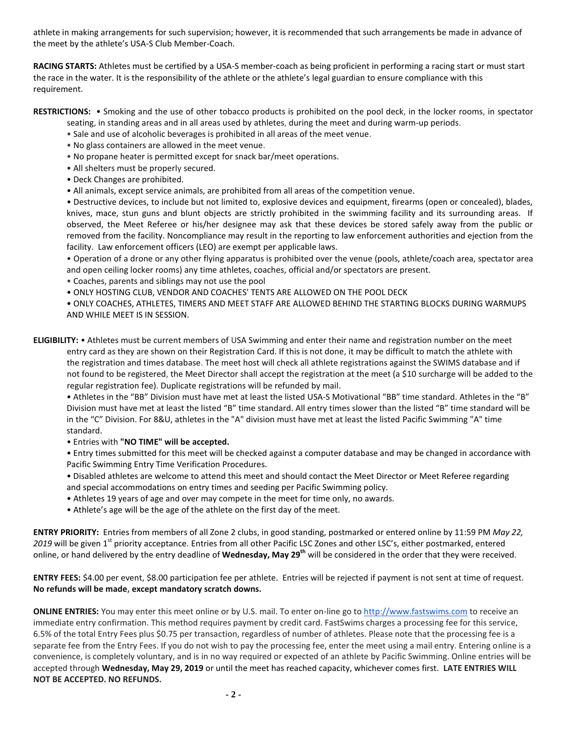athlete in making arrangements for such supervision; however, it is recommended that such arrangements be made in advance of the meet by the athlete's USA-S Club Member-Coach.

**RACING STARTS:** Athletes must be certified by a USA-S member-coach as being proficient in performing a racing start or must start the race in the water. It is the responsibility of the athlete or the athlete's legal guardian to ensure compliance with this requirement.

**RESTRICTIONS:** • Smoking and the use of other tobacco products is prohibited on the pool deck, in the locker rooms, in spectator seating, in standing areas and in all areas used by athletes, during the meet and during warm-up periods.

- Sale and use of alcoholic beverages is prohibited in all areas of the meet venue.
- No glass containers are allowed in the meet venue.
- No propane heater is permitted except for snack bar/meet operations.
- All shelters must be properly secured.
- Deck Changes are prohibited.
- All animals, except service animals, are prohibited from all areas of the competition venue.
- Destructive devices, to include but not limited to, explosive devices and equipment, firearms (open or concealed), blades, knives, mace, stun guns and blunt objects are strictly prohibited in the swimming facility and its surrounding areas. If observed, the Meet Referee or his/her designee may ask that these devices be stored safely away from the public or removed from the facility. Noncompliance may result in the reporting to law enforcement authorities and ejection from the facility. Law enforcement officers (LEO) are exempt per applicable laws.
- Operation of a drone or any other flying apparatus is prohibited over the venue (pools, athlete/coach area, spectator area and open ceiling locker rooms) any time athletes, coaches, official and/or spectators are present.
- Coaches, parents and siblings may not use the pool
- ONLY HOSTING CLUB, VENDOR AND COACHES' TENTS ARE ALLOWED ON THE POOL DECK
- ONLY COACHES, ATHLETES, TIMERS AND MEET STAFF ARE ALLOWED BEHIND THE STARTING BLOCKS DURING WARMUPS AND WHILE MEET IS IN SESSION.

**ELIGIBILITY:** • Athletes must be current members of USA Swimming and enter their name and registration number on the meet entry card as they are shown on their Registration Card. If this is not done, it may be difficult to match the athlete with the registration and times database. The meet host will check all athlete registrations against the SWIMS database and if not found to be registered, the Meet Director shall accept the registration at the meet (a $10 surcharge will be added to the regular registration fee). Duplicate registrations will be refunded by mail.

- Athletes in the "BB" Division must have met at least the listed USA-S Motivational "BB" time standard. Athletes in the "B" Division must have met at least the listed "B" time standard. All entry times slower than the listed "B" time standard will be in the "C" Division. For 8&U, athletes in the "A" division must have met at least the listed Pacific Swimming "A" time standard.
- Entries with **"NO TIME" will be accepted.**
- Entry times submitted for this meet will be checked against a computer database and may be changed in accordance with Pacific Swimming Entry Time Verification Procedures.
- Disabled athletes are welcome to attend this meet and should contact the Meet Director or Meet Referee regarding and special accommodations on entry times and seeding per Pacific Swimming policy.
- Athletes 19 years of age and over may compete in the meet for time only, no awards.
- Athlete's age will be the age of the athlete on the first day of the meet.

**ENTRY PRIORITY:** Entries from members of all Zone 2 clubs, in good standing, postmarked or entered online by 11:59 PM *May 22, 2019* will be given 1st priority acceptance. Entries from all other Pacific LSC Zones and other LSC's, either postmarked, entered online, or hand delivered by the entry deadline of **Wednesday, May 29th** will be considered in the order that they were received.

**ENTRY FEES:** $4.00 per event, $8.00 participation fee per athlete. Entries will be rejected if payment is not sent at time of request. **No refunds will be made, except mandatory scratch downs.**

**ONLINE ENTRIES:** You may enter this meet online or by U.S. mail. To enter on-line go to http://www.fastswims.com to receive an immediate entry confirmation. This method requires payment by credit card. FastSwims charges a processing fee for this service, 6.5% of the total Entry Fees plus $0.75 per transaction, regardless of number of athletes. Please note that the processing fee is a separate fee from the Entry Fees. If you do not wish to pay the processing fee, enter the meet using a mail entry. Entering online is a convenience, is completely voluntary, and is in no way required or expected of an athlete by Pacific Swimming. Online entries will be accepted through **Wednesday, May 29, 2019** or until the meet has reached capacity, whichever comes first. **LATE ENTRIES WILL NOT BE ACCEPTED. NO REFUNDS.**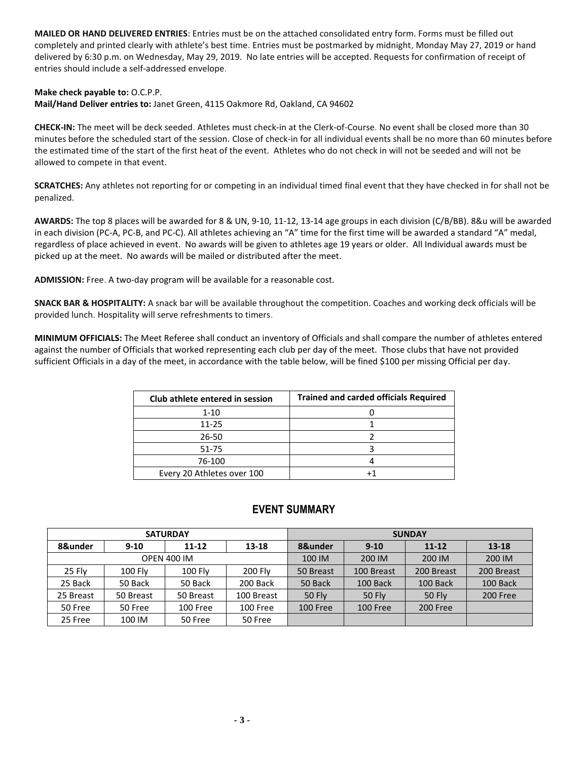**MAILED OR HAND DELIVERED ENTRIES**: Entries must be on the attached consolidated entry form. Forms must be filled out completely and printed clearly with athlete's best time. Entries must be postmarked by midnight, Monday May 27, 2019 or hand delivered by 6:30 p.m. on Wednesday, May 29, 2019. No late entries will be accepted. Requests for confirmation of receipt of entries should include a self-addressed envelope.

**Make check payable to:** O.C.P.P.
**Mail/Hand Deliver entries to:** Janet Green, 4115 Oakmore Rd, Oakland, CA 94602

**CHECK-IN:** The meet will be deck seeded. Athletes must check-in at the Clerk-of-Course. No event shall be closed more than 30 minutes before the scheduled start of the session. Close of check-in for all individual events shall be no more than 60 minutes before the estimated time of the start of the first heat of the event. Athletes who do not check in will not be seeded and will not be allowed to compete in that event.

**SCRATCHES:** Any athletes not reporting for or competing in an individual timed final event that they have checked in for shall not be penalized.

**AWARDS:** The top 8 places will be awarded for 8 & UN, 9-10, 11-12, 13-14 age groups in each division (C/B/BB). 8&u will be awarded in each division (PC-A, PC-B, and PC-C). All athletes achieving an "A" time for the first time will be awarded a standard "A" medal, regardless of place achieved in event. No awards will be given to athletes age 19 years or older. All Individual awards must be picked up at the meet. No awards will be mailed or distributed after the meet.

**ADMISSION:** Free. A two-day program will be available for a reasonable cost.

**SNACK BAR & HOSPITALITY:** A snack bar will be available throughout the competition. Coaches and working deck officials will be provided lunch. Hospitality will serve refreshments to timers.

**MINIMUM OFFICIALS:** The Meet Referee shall conduct an inventory of Officials and shall compare the number of athletes entered against the number of Officials that worked representing each club per day of the meet. Those clubs that have not provided sufficient Officials in a day of the meet, in accordance with the table below, will be fined $100 per missing Official per day.

| Club athlete entered in session | Trained and carded officials Required |
|---|---|
| 1-10 | 0 |
| 11-25 | 1 |
| 26-50 | 2 |
| 51-75 | 3 |
| 76-100 | 4 |
| Every 20 Athletes over 100 | +1 |

## EVENT SUMMARY

| SATURDAY | | | | SUNDAY | | | |
|---|---|---|---|---|---|---|---|
| 8&under | 9-10 | 11-12 | 13-18 | 8&under | 9-10 | 11-12 | 13-18 |
| OPEN 400 IM | | | | 100 IM | 200 IM | 200 IM | 200 IM |
| 25 Fly | 100 Fly | 100 Fly | 200 Fly | 50 Breast | 100 Breast | 200 Breast | 200 Breast |
| 25 Back | 50 Back | 50 Back | 200 Back | 50 Back | 100 Back | 100 Back | 100 Back |
| 25 Breast | 50 Breast | 50 Breast | 100 Breast | 50 Fly | 50 Fly | 50 Fly | 200 Free |
| 50 Free | 50 Free | 100 Free | 100 Free | 100 Free | 100 Free | 200 Free | |
| 25 Free | 100 IM | 50 Free | 50 Free | | | | |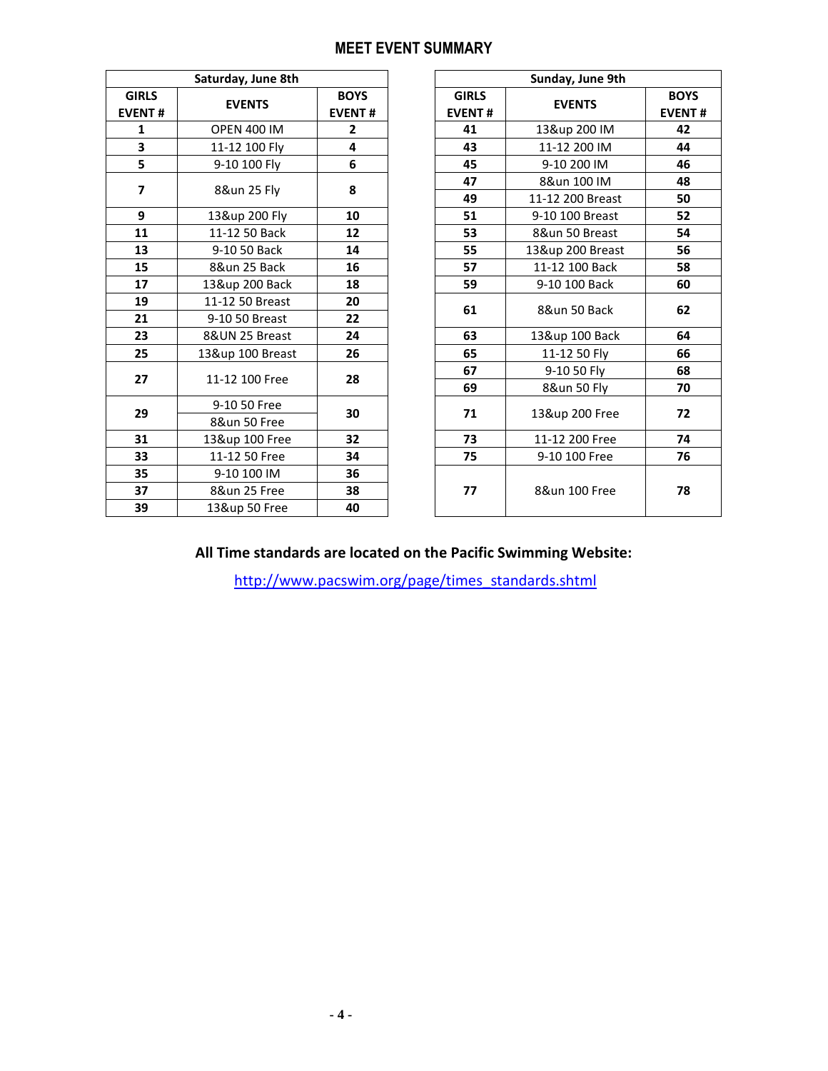# MEET EVENT SUMMARY

| Saturday, June 8th | | |
|---|---|---|
| **GIRLS EVENT #** | **EVENTS** | **BOYS EVENT #** |
| **1** | OPEN 400 IM | **2** |
| **3** | 11-12 100 Fly | **4** |
| **5** | 9-10 100 Fly | **6** |
| **7** | 8&un 25 Fly | **8** |
| **9** | 13&up 200 Fly | **10** |
| **11** | 11-12 50 Back | **12** |
| **13** | 9-10 50 Back | **14** |
| **15** | 8&un 25 Back | **16** |
| **17** | 13&up 200 Back | **18** |
| **19** | 11-12 50 Breast | **20** |
| **21** | 9-10 50 Breast | **22** |
| **23** | 8&UN 25 Breast | **24** |
| **25** | 13&up 100 Breast | **26** |
| **27** | 11-12 100 Free | **28** |
| **29** | 9-10 50 Free<br>8&un 50 Free | **30** |
| **31** | 13&up 100 Free | **32** |
| **33** | 11-12 50 Free | **34** |
| **35** | 9-10 100 IM | **36** |
| **37** | 8&un 25 Free | **38** |
| **39** | 13&up 50 Free | **40** |

| Sunday, June 9th | | |
|---|---|---|
| **GIRLS EVENT #** | **EVENTS** | **BOYS EVENT #** |
| **41** | 13&up 200 IM | **42** |
| **43** | 11-12 200 IM | **44** |
| **45** | 9-10 200 IM | **46** |
| **47** | 8&un 100 IM | **48** |
| **49** | 11-12 200 Breast | **50** |
| **51** | 9-10 100 Breast | **52** |
| **53** | 8&un 50 Breast | **54** |
| **55** | 13&up 200 Breast | **56** |
| **57** | 11-12 100 Back | **58** |
| **59** | 9-10 100 Back | **60** |
| **61** | 8&un 50 Back | **62** |
| **63** | 13&up 100 Back | **64** |
| **65** | 11-12 50 Fly | **66** |
| **67** | 9-10 50 Fly | **68** |
| **69** | 8&un 50 Fly | **70** |
| **71** | 13&up 200 Free | **72** |
| **73** | 11-12 200 Free | **74** |
| **75** | 9-10 100 Free | **76** |
| **77** | 8&un 100 Free | **78** |

**All Time standards are located on the Pacific Swimming Website:**

http://www.pacswim.org/page/times_standards.shtml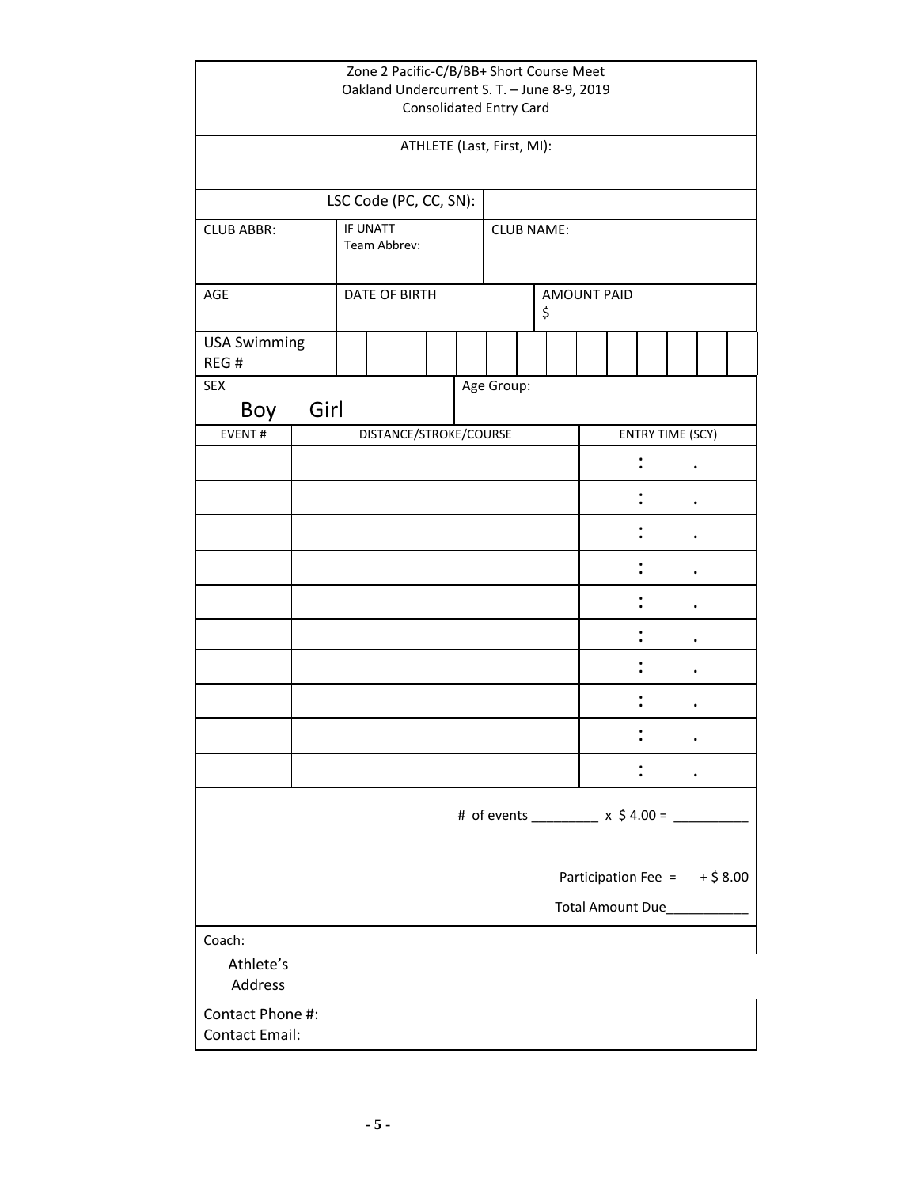Zone 2 Pacific-C/B/BB+ Short Course Meet
Oakland Undercurrent S. T. – June 8-9, 2019
Consolidated Entry Card

ATHLETE (Last, First, MI):

| | | |
|---|---|---|
| LSC Code (PC, CC, SN): | | |
| CLUB ABBR: | IF UNATT Team Abbrev: | CLUB NAME: |
| AGE | DATE OF BIRTH | AMOUNT PAID $ |

USA Swimming REG #

| | |
|---|---|
| SEX Boy Girl | Age Group: |

| EVENT # | DISTANCE/STROKE/COURSE | ENTRY TIME (SCY) |
|---|---|---|
| | | : . |
| | | : . |
| | | : . |
| | | : . |
| | | : . |
| | | : . |
| | | : . |
| | | : . |
| | | : . |
| | | : . |

\# of events _________ x $ 4.00 = __________

Participation Fee = + $ 8.00

Total Amount Due___________

Coach:

Athlete's Address

Contact Phone #:
Contact Email: